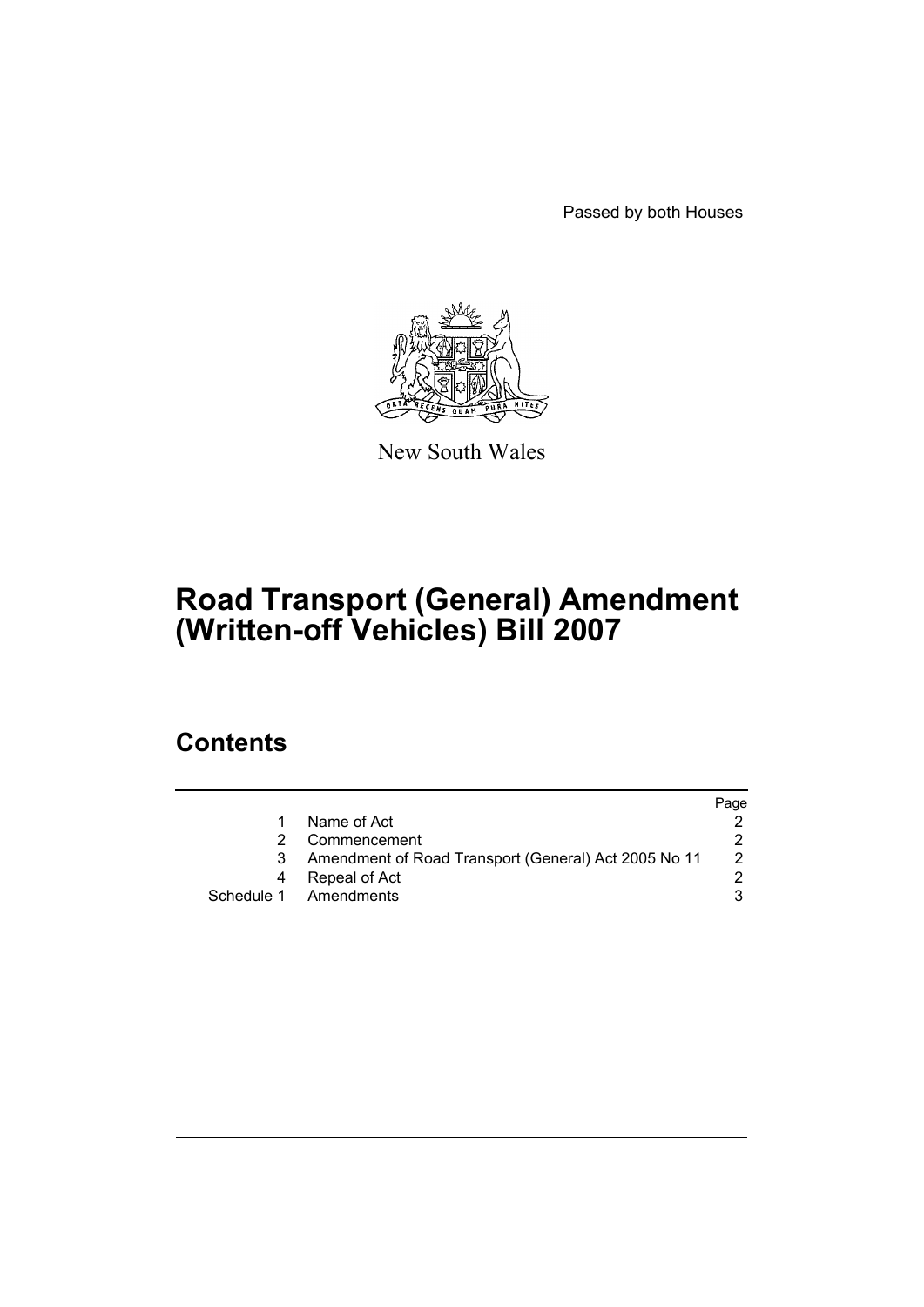Passed by both Houses

New South Wales

# Road Transport (General) Amendment (Written-off Vehicles) Bill 2007

## Contents

| | | Page |
|---|---|---|
| 1 | Name of Act | 2 |
| 2 | Commencement | 2 |
| 3 | Amendment of Road Transport (General) Act 2005 No 11 | 2 |
| 4 | Repeal of Act | 2 |
| Schedule 1 | Amendments | 3 |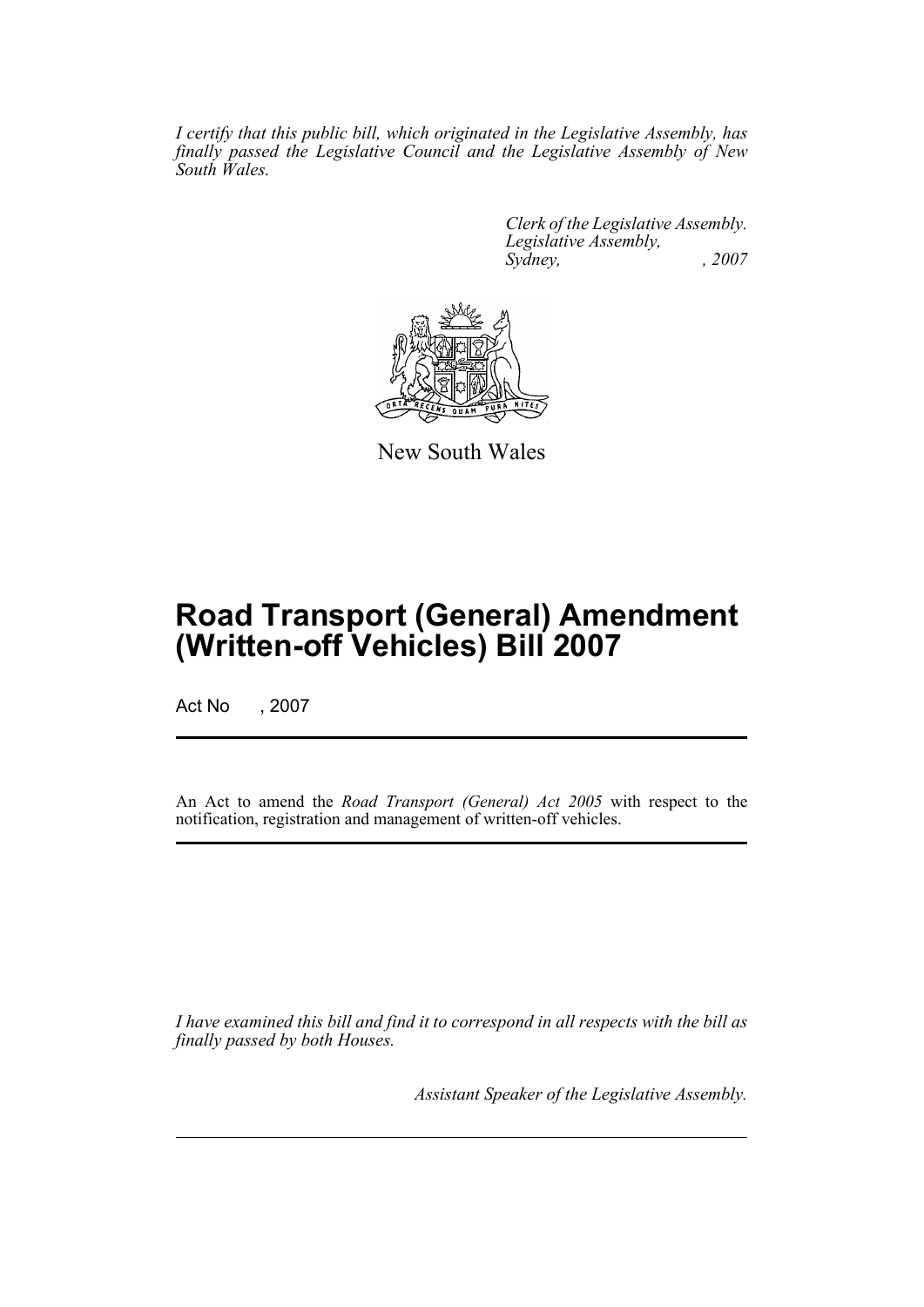*I certify that this public bill, which originated in the Legislative Assembly, has finally passed the Legislative Council and the Legislative Assembly of New South Wales.*

*Clerk of the Legislative Assembly.*
*Legislative Assembly,*
*Sydney, , 2007*

New South Wales

# Road Transport (General) Amendment (Written-off Vehicles) Bill 2007

Act No , 2007

An Act to amend the *Road Transport (General) Act 2005* with respect to the notification, registration and management of written-off vehicles.

*I have examined this bill and find it to correspond in all respects with the bill as finally passed by both Houses.*

*Assistant Speaker of the Legislative Assembly.*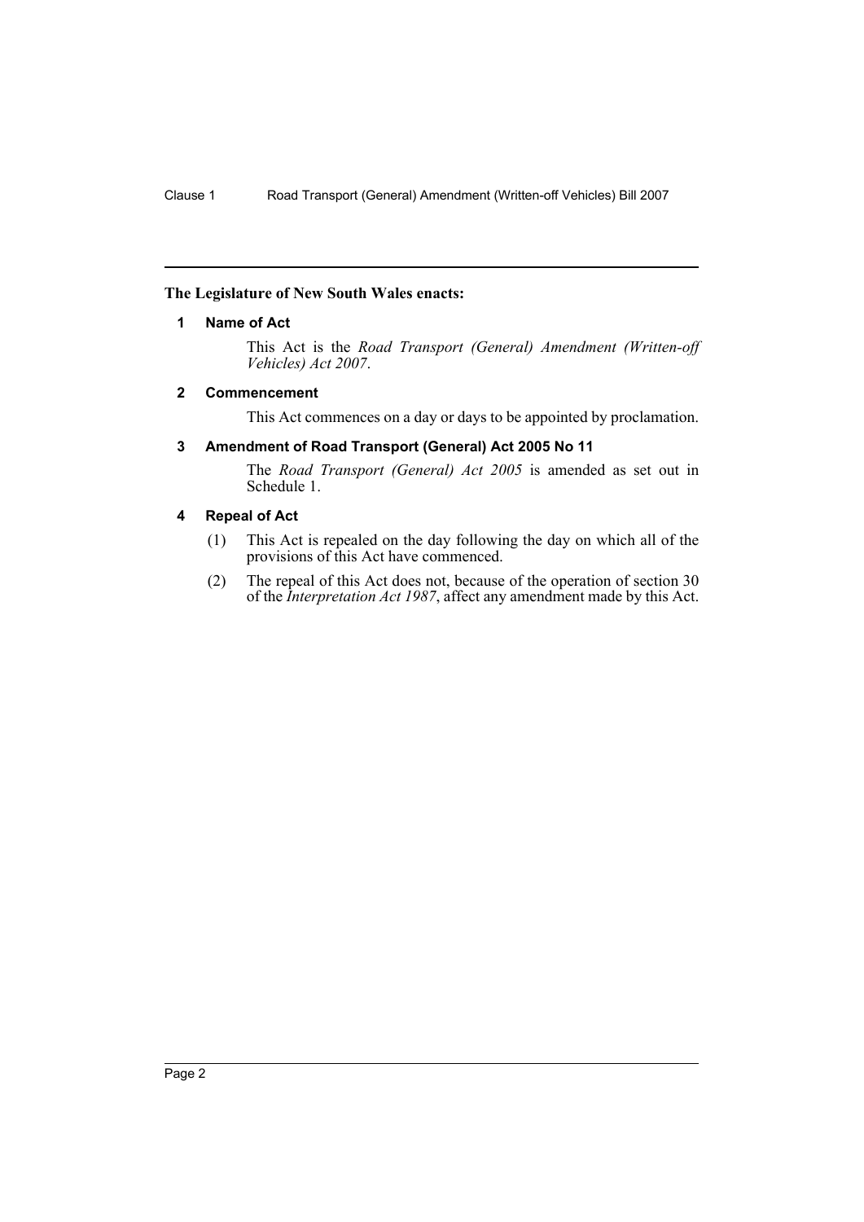**The Legislature of New South Wales enacts:**

### 1 Name of Act

This Act is the *Road Transport (General) Amendment (Written-off Vehicles) Act 2007*.

### 2 Commencement

This Act commences on a day or days to be appointed by proclamation.

### 3 Amendment of Road Transport (General) Act 2005 No 11

The *Road Transport (General) Act 2005* is amended as set out in Schedule 1.

### 4 Repeal of Act

(1) This Act is repealed on the day following the day on which all of the provisions of this Act have commenced.

(2) The repeal of this Act does not, because of the operation of section 30 of the *Interpretation Act 1987*, affect any amendment made by this Act.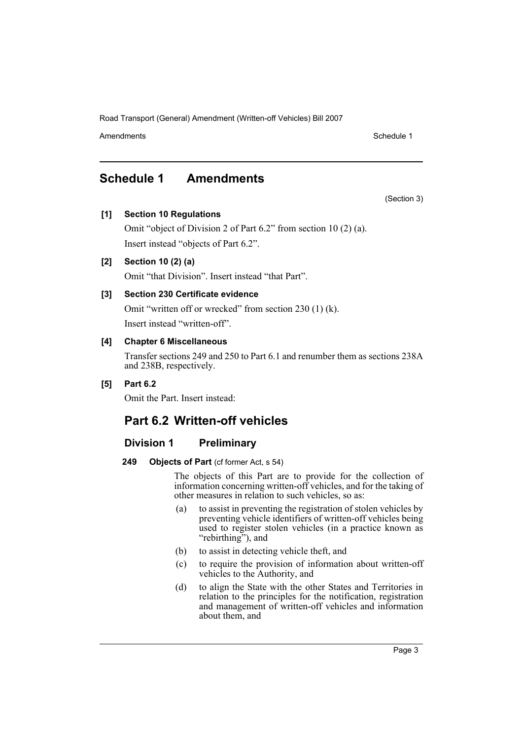## Schedule 1 Amendments

(Section 3)

**[1] Section 10 Regulations**

Omit "object of Division 2 of Part 6.2" from section 10 (2) (a).

Insert instead "objects of Part 6.2".

**[2] Section 10 (2) (a)**

Omit "that Division". Insert instead "that Part".

**[3] Section 230 Certificate evidence**

Omit "written off or wrecked" from section 230 (1) (k).

Insert instead "written-off".

**[4] Chapter 6 Miscellaneous**

Transfer sections 249 and 250 to Part 6.1 and renumber them as sections 238A and 238B, respectively.

**[5] Part 6.2**

Omit the Part. Insert instead:

## Part 6.2 Written-off vehicles

### Division 1 Preliminary

**249 Objects of Part** (cf former Act, s 54)

The objects of this Part are to provide for the collection of information concerning written-off vehicles, and for the taking of other measures in relation to such vehicles, so as:

(a) to assist in preventing the registration of stolen vehicles by preventing vehicle identifiers of written-off vehicles being used to register stolen vehicles (in a practice known as "rebirthing"), and

(b) to assist in detecting vehicle theft, and

(c) to require the provision of information about written-off vehicles to the Authority, and

(d) to align the State with the other States and Territories in relation to the principles for the notification, registration and management of written-off vehicles and information about them, and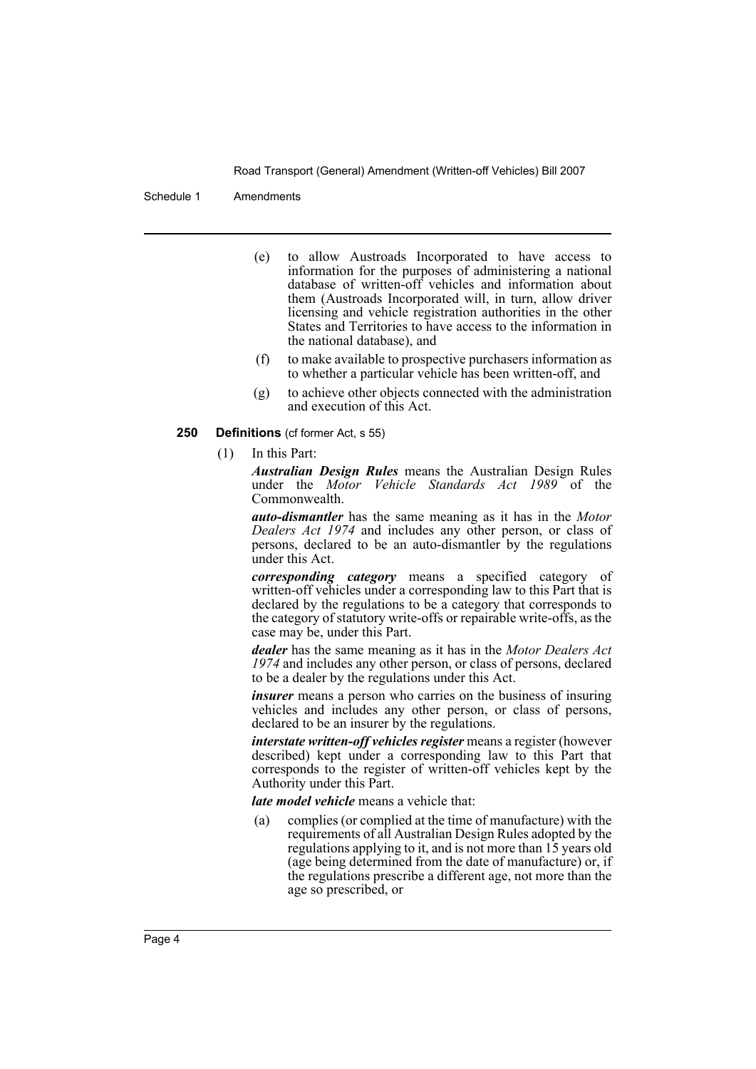(e) to allow Austroads Incorporated to have access to information for the purposes of administering a national database of written-off vehicles and information about them (Austroads Incorporated will, in turn, allow driver licensing and vehicle registration authorities in the other States and Territories to have access to the information in the national database), and

(f) to make available to prospective purchasers information as to whether a particular vehicle has been written-off, and

(g) to achieve other objects connected with the administration and execution of this Act.

**250 Definitions** (cf former Act, s 55)

(1) In this Part:

***Australian Design Rules*** means the Australian Design Rules under the *Motor Vehicle Standards Act 1989* of the Commonwealth.

***auto-dismantler*** has the same meaning as it has in the *Motor Dealers Act 1974* and includes any other person, or class of persons, declared to be an auto-dismantler by the regulations under this Act.

***corresponding category*** means a specified category of written-off vehicles under a corresponding law to this Part that is declared by the regulations to be a category that corresponds to the category of statutory write-offs or repairable write-offs, as the case may be, under this Part.

***dealer*** has the same meaning as it has in the *Motor Dealers Act 1974* and includes any other person, or class of persons, declared to be a dealer by the regulations under this Act.

***insurer*** means a person who carries on the business of insuring vehicles and includes any other person, or class of persons, declared to be an insurer by the regulations.

***interstate written-off vehicles register*** means a register (however described) kept under a corresponding law to this Part that corresponds to the register of written-off vehicles kept by the Authority under this Part.

***late model vehicle*** means a vehicle that:

(a) complies (or complied at the time of manufacture) with the requirements of all Australian Design Rules adopted by the regulations applying to it, and is not more than 15 years old (age being determined from the date of manufacture) or, if the regulations prescribe a different age, not more than the age so prescribed, or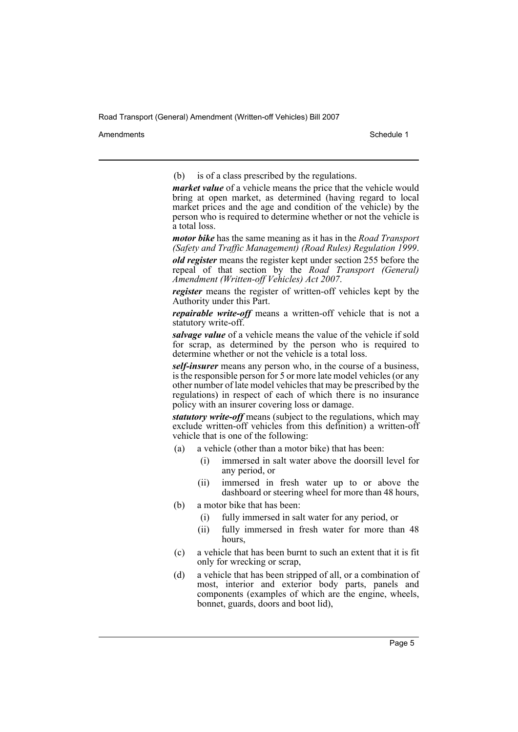(b) is of a class prescribed by the regulations.

***market value*** of a vehicle means the price that the vehicle would bring at open market, as determined (having regard to local market prices and the age and condition of the vehicle) by the person who is required to determine whether or not the vehicle is a total loss.

***motor bike*** has the same meaning as it has in the *Road Transport (Safety and Traffic Management) (Road Rules) Regulation 1999*.

***old register*** means the register kept under section 255 before the repeal of that section by the *Road Transport (General) Amendment (Written-off Vehicles) Act 2007*.

***register*** means the register of written-off vehicles kept by the Authority under this Part.

***repairable write-off*** means a written-off vehicle that is not a statutory write-off.

***salvage value*** of a vehicle means the value of the vehicle if sold for scrap, as determined by the person who is required to determine whether or not the vehicle is a total loss.

***self-insurer*** means any person who, in the course of a business, is the responsible person for 5 or more late model vehicles (or any other number of late model vehicles that may be prescribed by the regulations) in respect of each of which there is no insurance policy with an insurer covering loss or damage.

***statutory write-off*** means (subject to the regulations, which may exclude written-off vehicles from this definition) a written-off vehicle that is one of the following:

(a) a vehicle (other than a motor bike) that has been:

  (i) immersed in salt water above the doorsill level for any period, or

  (ii) immersed in fresh water up to or above the dashboard or steering wheel for more than 48 hours,

(b) a motor bike that has been:

  (i) fully immersed in salt water for any period, or

  (ii) fully immersed in fresh water for more than 48 hours,

(c) a vehicle that has been burnt to such an extent that it is fit only for wrecking or scrap,

(d) a vehicle that has been stripped of all, or a combination of most, interior and exterior body parts, panels and components (examples of which are the engine, wheels, bonnet, guards, doors and boot lid),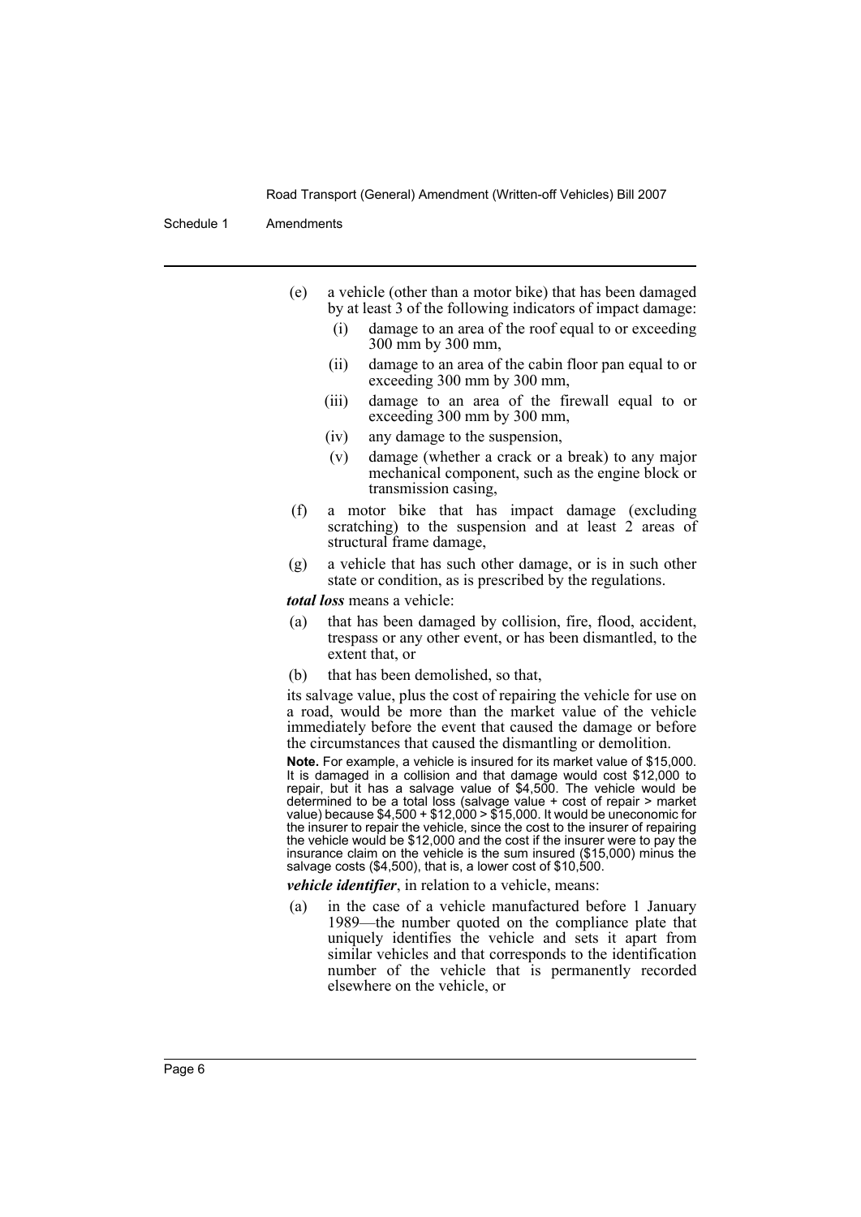(e) a vehicle (other than a motor bike) that has been damaged by at least 3 of the following indicators of impact damage:

   (i) damage to an area of the roof equal to or exceeding 300 mm by 300 mm,

   (ii) damage to an area of the cabin floor pan equal to or exceeding 300 mm by 300 mm,

   (iii) damage to an area of the firewall equal to or exceeding 300 mm by 300 mm,

   (iv) any damage to the suspension,

   (v) damage (whether a crack or a break) to any major mechanical component, such as the engine block or transmission casing,

(f) a motor bike that has impact damage (excluding scratching) to the suspension and at least 2 areas of structural frame damage,

(g) a vehicle that has such other damage, or is in such other state or condition, as is prescribed by the regulations.

***total loss*** means a vehicle:

(a) that has been damaged by collision, fire, flood, accident, trespass or any other event, or has been dismantled, to the extent that, or

(b) that has been demolished, so that,

its salvage value, plus the cost of repairing the vehicle for use on a road, would be more than the market value of the vehicle immediately before the event that caused the damage or before the circumstances that caused the dismantling or demolition.

**Note.** For example, a vehicle is insured for its market value of $15,000. It is damaged in a collision and that damage would cost $12,000 to repair, but it has a salvage value of $4,500. The vehicle would be determined to be a total loss (salvage value + cost of repair > market value) because $4,500 + $12,000 > $15,000. It would be uneconomic for the insurer to repair the vehicle, since the cost to the insurer of repairing the vehicle would be $12,000 and the cost if the insurer were to pay the insurance claim on the vehicle is the sum insured ($15,000) minus the salvage costs ($4,500), that is, a lower cost of $10,500.

***vehicle identifier***, in relation to a vehicle, means:

(a) in the case of a vehicle manufactured before 1 January 1989—the number quoted on the compliance plate that uniquely identifies the vehicle and sets it apart from similar vehicles and that corresponds to the identification number of the vehicle that is permanently recorded elsewhere on the vehicle, or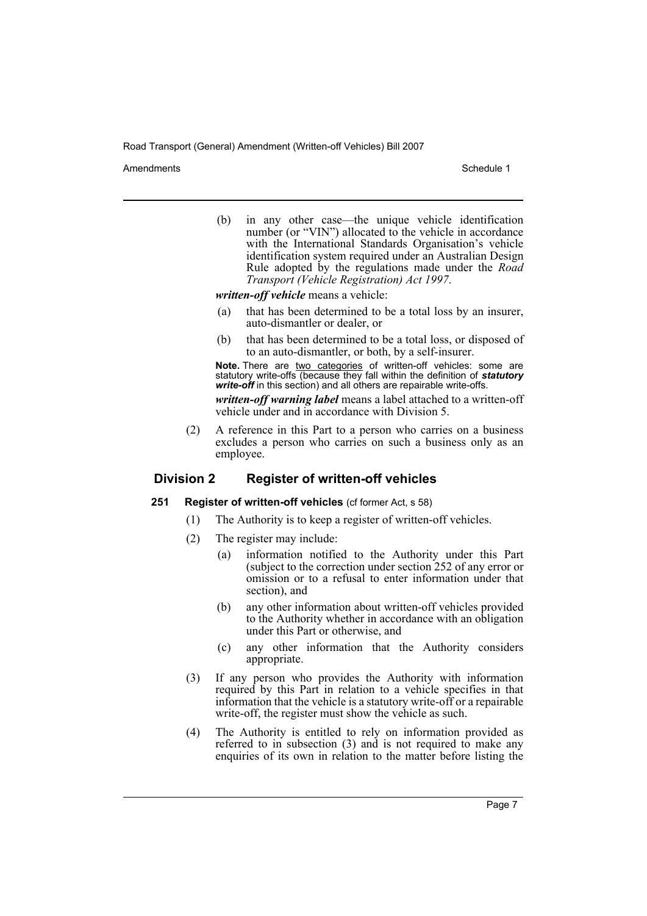(b) in any other case—the unique vehicle identification number (or "VIN") allocated to the vehicle in accordance with the International Standards Organisation's vehicle identification system required under an Australian Design Rule adopted by the regulations made under the *Road Transport (Vehicle Registration) Act 1997*.

***written-off vehicle*** means a vehicle:

(a) that has been determined to be a total loss by an insurer, auto-dismantler or dealer, or

(b) that has been determined to be a total loss, or disposed of to an auto-dismantler, or both, by a self-insurer.

**Note.** There are two categories of written-off vehicles: some are statutory write-offs (because they fall within the definition of ***statutory write-off*** in this section) and all others are repairable write-offs.

***written-off warning label*** means a label attached to a written-off vehicle under and in accordance with Division 5.

(2) A reference in this Part to a person who carries on a business excludes a person who carries on such a business only as an employee.

## Division 2 Register of written-off vehicles

### 251 Register of written-off vehicles (cf former Act, s 58)

(1) The Authority is to keep a register of written-off vehicles.

(2) The register may include:

(a) information notified to the Authority under this Part (subject to the correction under section 252 of any error or omission or to a refusal to enter information under that section), and

(b) any other information about written-off vehicles provided to the Authority whether in accordance with an obligation under this Part or otherwise, and

(c) any other information that the Authority considers appropriate.

(3) If any person who provides the Authority with information required by this Part in relation to a vehicle specifies in that information that the vehicle is a statutory write-off or a repairable write-off, the register must show the vehicle as such.

(4) The Authority is entitled to rely on information provided as referred to in subsection (3) and is not required to make any enquiries of its own in relation to the matter before listing the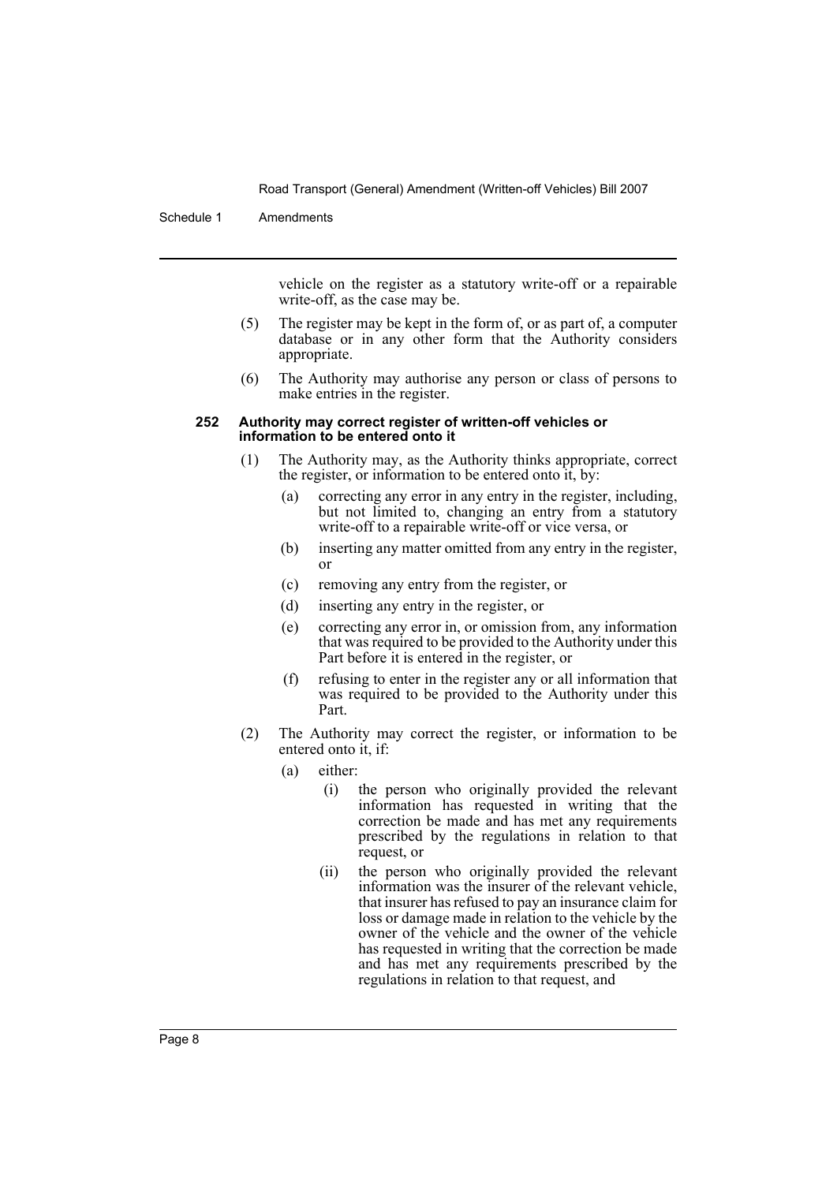vehicle on the register as a statutory write-off or a repairable write-off, as the case may be.

(5) The register may be kept in the form of, or as part of, a computer database or in any other form that the Authority considers appropriate.

(6) The Authority may authorise any person or class of persons to make entries in the register.

#### 252 Authority may correct register of written-off vehicles or information to be entered onto it

(1) The Authority may, as the Authority thinks appropriate, correct the register, or information to be entered onto it, by:

(a) correcting any error in any entry in the register, including, but not limited to, changing an entry from a statutory write-off to a repairable write-off or vice versa, or

(b) inserting any matter omitted from any entry in the register, or

(c) removing any entry from the register, or

(d) inserting any entry in the register, or

(e) correcting any error in, or omission from, any information that was required to be provided to the Authority under this Part before it is entered in the register, or

(f) refusing to enter in the register any or all information that was required to be provided to the Authority under this Part.

(2) The Authority may correct the register, or information to be entered onto it, if:

(a) either:

(i) the person who originally provided the relevant information has requested in writing that the correction be made and has met any requirements prescribed by the regulations in relation to that request, or

(ii) the person who originally provided the relevant information was the insurer of the relevant vehicle, that insurer has refused to pay an insurance claim for loss or damage made in relation to the vehicle by the owner of the vehicle and the owner of the vehicle has requested in writing that the correction be made and has met any requirements prescribed by the regulations in relation to that request, and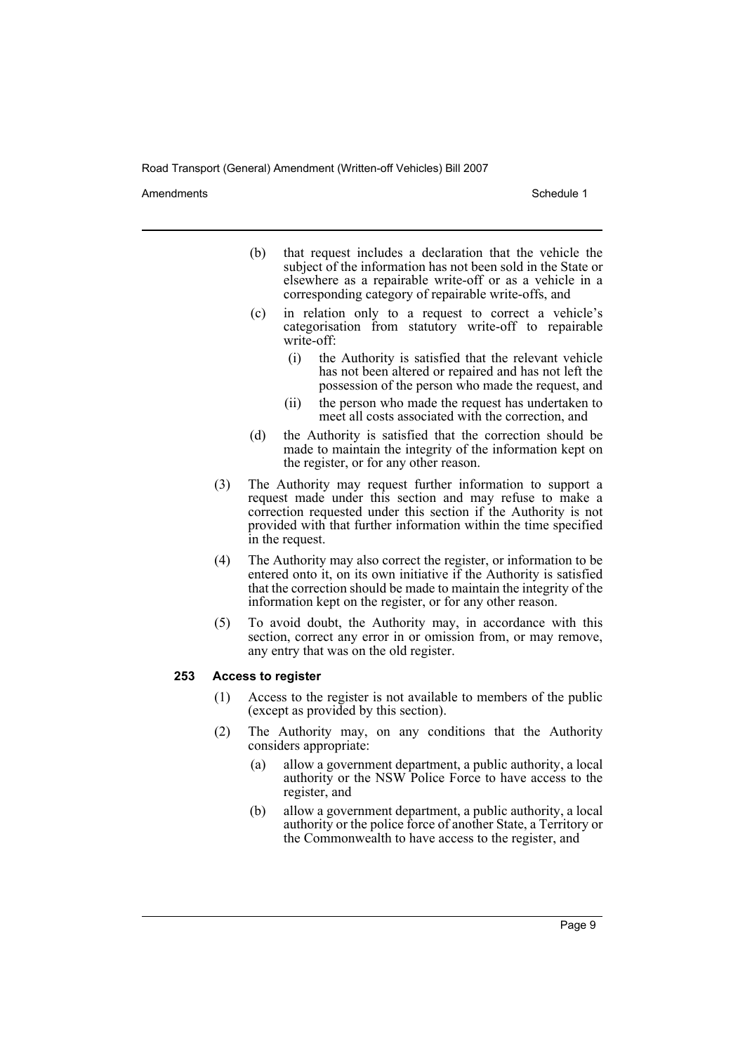(b) that request includes a declaration that the vehicle the subject of the information has not been sold in the State or elsewhere as a repairable write-off or as a vehicle in a corresponding category of repairable write-offs, and

(c) in relation only to a request to correct a vehicle's categorisation from statutory write-off to repairable write-off:

(i) the Authority is satisfied that the relevant vehicle has not been altered or repaired and has not left the possession of the person who made the request, and

(ii) the person who made the request has undertaken to meet all costs associated with the correction, and

(d) the Authority is satisfied that the correction should be made to maintain the integrity of the information kept on the register, or for any other reason.

(3) The Authority may request further information to support a request made under this section and may refuse to make a correction requested under this section if the Authority is not provided with that further information within the time specified in the request.

(4) The Authority may also correct the register, or information to be entered onto it, on its own initiative if the Authority is satisfied that the correction should be made to maintain the integrity of the information kept on the register, or for any other reason.

(5) To avoid doubt, the Authority may, in accordance with this section, correct any error in or omission from, or may remove, any entry that was on the old register.

**253 Access to register**

(1) Access to the register is not available to members of the public (except as provided by this section).

(2) The Authority may, on any conditions that the Authority considers appropriate:

(a) allow a government department, a public authority, a local authority or the NSW Police Force to have access to the register, and

(b) allow a government department, a public authority, a local authority or the police force of another State, a Territory or the Commonwealth to have access to the register, and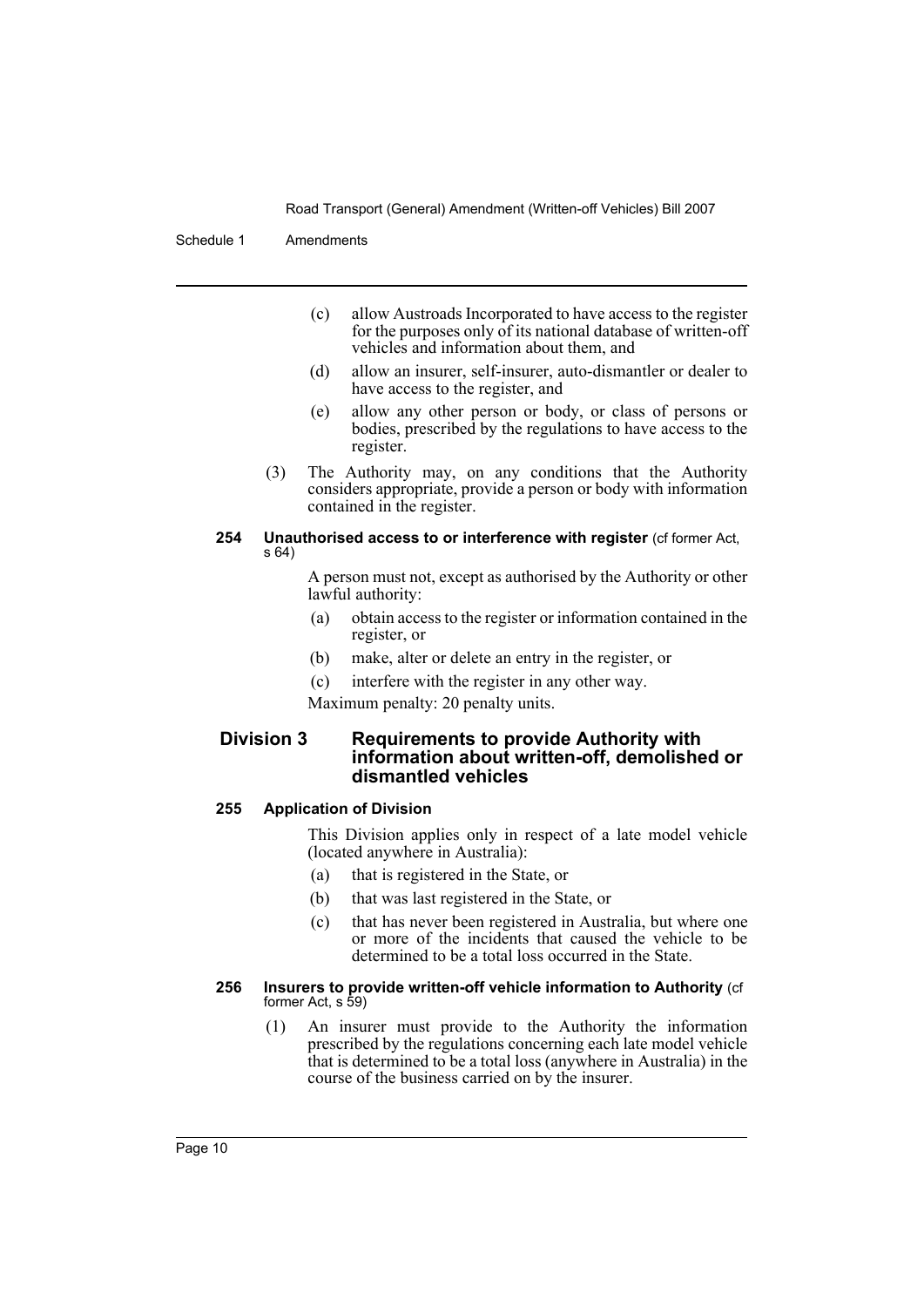(c) allow Austroads Incorporated to have access to the register for the purposes only of its national database of written-off vehicles and information about them, and

(d) allow an insurer, self-insurer, auto-dismantler or dealer to have access to the register, and

(e) allow any other person or body, or class of persons or bodies, prescribed by the regulations to have access to the register.

(3) The Authority may, on any conditions that the Authority considers appropriate, provide a person or body with information contained in the register.

#### 254 Unauthorised access to or interference with register (cf former Act, s 64)

A person must not, except as authorised by the Authority or other lawful authority:

(a) obtain access to the register or information contained in the register, or

(b) make, alter or delete an entry in the register, or

(c) interfere with the register in any other way.

Maximum penalty: 20 penalty units.

### Division 3 Requirements to provide Authority with information about written-off, demolished or dismantled vehicles

#### 255 Application of Division

This Division applies only in respect of a late model vehicle (located anywhere in Australia):

(a) that is registered in the State, or

(b) that was last registered in the State, or

(c) that has never been registered in Australia, but where one or more of the incidents that caused the vehicle to be determined to be a total loss occurred in the State.

#### 256 Insurers to provide written-off vehicle information to Authority (cf former Act, s 59)

(1) An insurer must provide to the Authority the information prescribed by the regulations concerning each late model vehicle that is determined to be a total loss (anywhere in Australia) in the course of the business carried on by the insurer.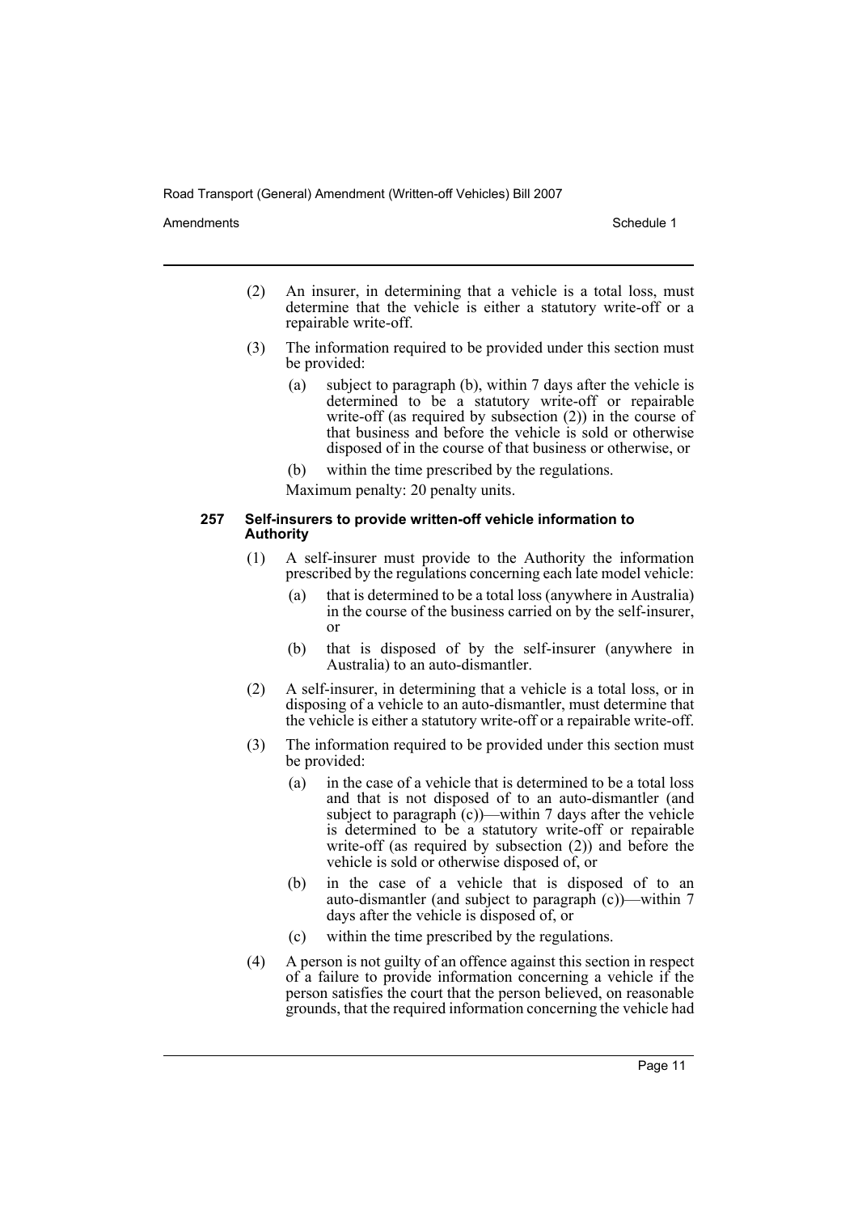(2) An insurer, in determining that a vehicle is a total loss, must determine that the vehicle is either a statutory write-off or a repairable write-off.

(3) The information required to be provided under this section must be provided:

(a) subject to paragraph (b), within 7 days after the vehicle is determined to be a statutory write-off or repairable write-off (as required by subsection (2)) in the course of that business and before the vehicle is sold or otherwise disposed of in the course of that business or otherwise, or

(b) within the time prescribed by the regulations.

Maximum penalty: 20 penalty units.

#### 257 Self-insurers to provide written-off vehicle information to Authority

(1) A self-insurer must provide to the Authority the information prescribed by the regulations concerning each late model vehicle:

(a) that is determined to be a total loss (anywhere in Australia) in the course of the business carried on by the self-insurer, or

(b) that is disposed of by the self-insurer (anywhere in Australia) to an auto-dismantler.

(2) A self-insurer, in determining that a vehicle is a total loss, or in disposing of a vehicle to an auto-dismantler, must determine that the vehicle is either a statutory write-off or a repairable write-off.

(3) The information required to be provided under this section must be provided:

(a) in the case of a vehicle that is determined to be a total loss and that is not disposed of to an auto-dismantler (and subject to paragraph (c))—within 7 days after the vehicle is determined to be a statutory write-off or repairable write-off (as required by subsection (2)) and before the vehicle is sold or otherwise disposed of, or

(b) in the case of a vehicle that is disposed of to an auto-dismantler (and subject to paragraph (c))—within 7 days after the vehicle is disposed of, or

(c) within the time prescribed by the regulations.

(4) A person is not guilty of an offence against this section in respect of a failure to provide information concerning a vehicle if the person satisfies the court that the person believed, on reasonable grounds, that the required information concerning the vehicle had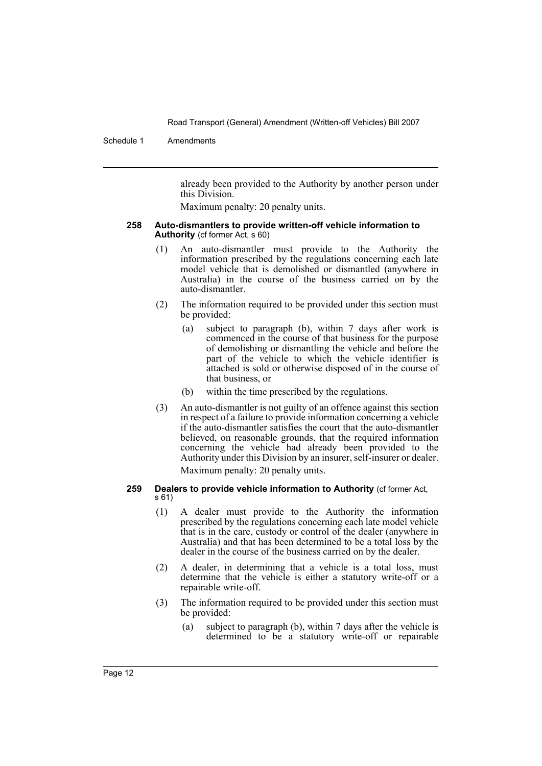already been provided to the Authority by another person under this Division.

Maximum penalty: 20 penalty units.

#### 258 Auto-dismantlers to provide written-off vehicle information to Authority (cf former Act, s 60)

(1) An auto-dismantler must provide to the Authority the information prescribed by the regulations concerning each late model vehicle that is demolished or dismantled (anywhere in Australia) in the course of the business carried on by the auto-dismantler.

(2) The information required to be provided under this section must be provided:

- (a) subject to paragraph (b), within 7 days after work is commenced in the course of that business for the purpose of demolishing or dismantling the vehicle and before the part of the vehicle to which the vehicle identifier is attached is sold or otherwise disposed of in the course of that business, or
- (b) within the time prescribed by the regulations.

(3) An auto-dismantler is not guilty of an offence against this section in respect of a failure to provide information concerning a vehicle if the auto-dismantler satisfies the court that the auto-dismantler believed, on reasonable grounds, that the required information concerning the vehicle had already been provided to the Authority under this Division by an insurer, self-insurer or dealer.

Maximum penalty: 20 penalty units.

#### 259 Dealers to provide vehicle information to Authority (cf former Act, s 61)

(1) A dealer must provide to the Authority the information prescribed by the regulations concerning each late model vehicle that is in the care, custody or control of the dealer (anywhere in Australia) and that has been determined to be a total loss by the dealer in the course of the business carried on by the dealer.

(2) A dealer, in determining that a vehicle is a total loss, must determine that the vehicle is either a statutory write-off or a repairable write-off.

(3) The information required to be provided under this section must be provided:

- (a) subject to paragraph (b), within 7 days after the vehicle is determined to be a statutory write-off or repairable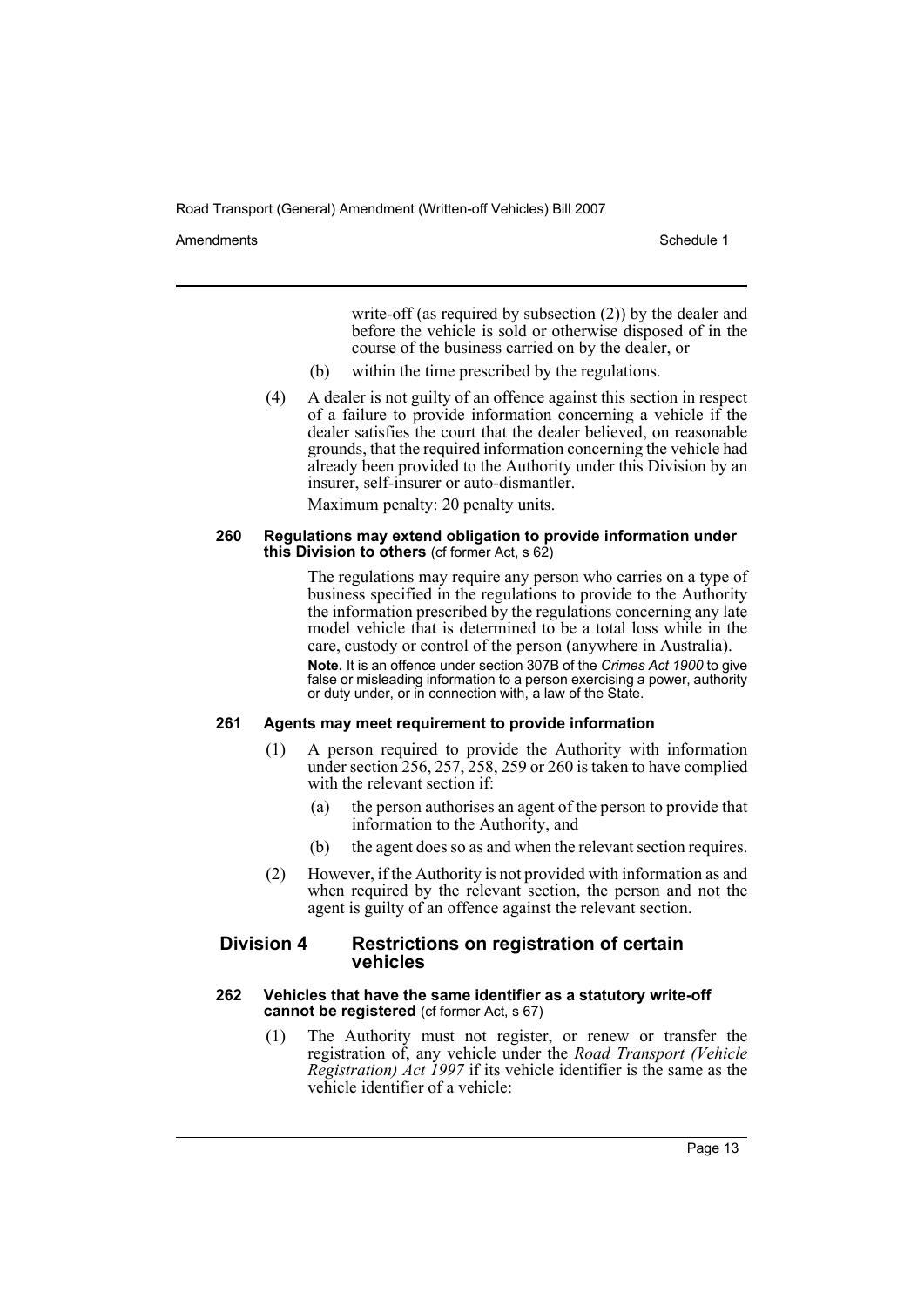write-off (as required by subsection (2)) by the dealer and before the vehicle is sold or otherwise disposed of in the course of the business carried on by the dealer, or

(b) within the time prescribed by the regulations.

(4) A dealer is not guilty of an offence against this section in respect of a failure to provide information concerning a vehicle if the dealer satisfies the court that the dealer believed, on reasonable grounds, that the required information concerning the vehicle had already been provided to the Authority under this Division by an insurer, self-insurer or auto-dismantler.

Maximum penalty: 20 penalty units.

#### 260 Regulations may extend obligation to provide information under this Division to others (cf former Act, s 62)

The regulations may require any person who carries on a type of business specified in the regulations to provide to the Authority the information prescribed by the regulations concerning any late model vehicle that is determined to be a total loss while in the care, custody or control of the person (anywhere in Australia).

**Note.** It is an offence under section 307B of the *Crimes Act 1900* to give false or misleading information to a person exercising a power, authority or duty under, or in connection with, a law of the State.

#### 261 Agents may meet requirement to provide information

(1) A person required to provide the Authority with information under section 256, 257, 258, 259 or 260 is taken to have complied with the relevant section if:

(a) the person authorises an agent of the person to provide that information to the Authority, and

(b) the agent does so as and when the relevant section requires.

(2) However, if the Authority is not provided with information as and when required by the relevant section, the person and not the agent is guilty of an offence against the relevant section.

### Division 4 Restrictions on registration of certain vehicles

#### 262 Vehicles that have the same identifier as a statutory write-off cannot be registered (cf former Act, s 67)

(1) The Authority must not register, or renew or transfer the registration of, any vehicle under the *Road Transport (Vehicle Registration) Act 1997* if its vehicle identifier is the same as the vehicle identifier of a vehicle: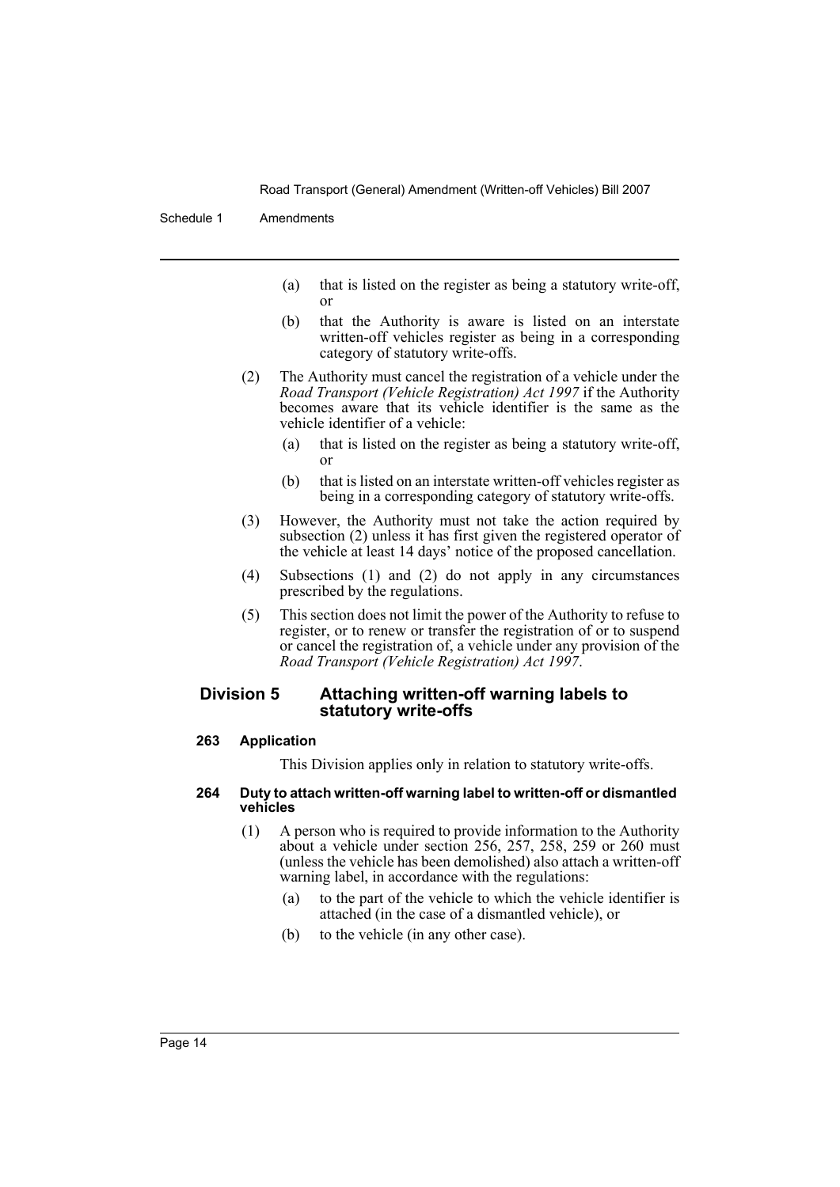(a) that is listed on the register as being a statutory write-off, or

(b) that the Authority is aware is listed on an interstate written-off vehicles register as being in a corresponding category of statutory write-offs.

(2) The Authority must cancel the registration of a vehicle under the *Road Transport (Vehicle Registration) Act 1997* if the Authority becomes aware that its vehicle identifier is the same as the vehicle identifier of a vehicle:

(a) that is listed on the register as being a statutory write-off, or

(b) that is listed on an interstate written-off vehicles register as being in a corresponding category of statutory write-offs.

(3) However, the Authority must not take the action required by subsection (2) unless it has first given the registered operator of the vehicle at least 14 days' notice of the proposed cancellation.

(4) Subsections (1) and (2) do not apply in any circumstances prescribed by the regulations.

(5) This section does not limit the power of the Authority to refuse to register, or to renew or transfer the registration of or to suspend or cancel the registration of, a vehicle under any provision of the *Road Transport (Vehicle Registration) Act 1997*.

## Division 5 Attaching written-off warning labels to statutory write-offs

#### 263 Application

This Division applies only in relation to statutory write-offs.

#### 264 Duty to attach written-off warning label to written-off or dismantled vehicles

(1) A person who is required to provide information to the Authority about a vehicle under section 256, 257, 258, 259 or 260 must (unless the vehicle has been demolished) also attach a written-off warning label, in accordance with the regulations:

(a) to the part of the vehicle to which the vehicle identifier is attached (in the case of a dismantled vehicle), or

(b) to the vehicle (in any other case).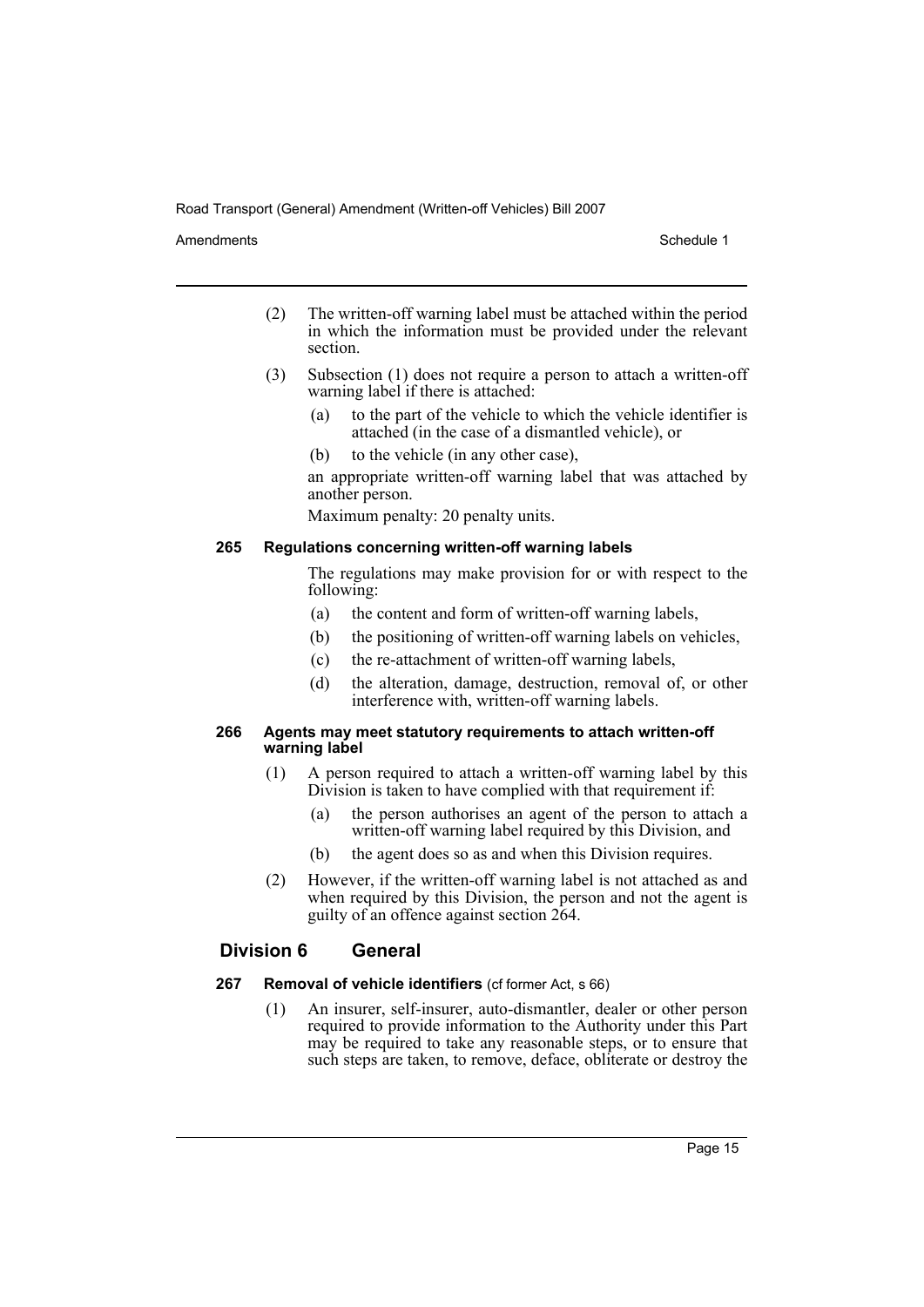(2) The written-off warning label must be attached within the period in which the information must be provided under the relevant section.

(3) Subsection (1) does not require a person to attach a written-off warning label if there is attached:

(a) to the part of the vehicle to which the vehicle identifier is attached (in the case of a dismantled vehicle), or

(b) to the vehicle (in any other case),

an appropriate written-off warning label that was attached by another person.

Maximum penalty: 20 penalty units.

#### 265 Regulations concerning written-off warning labels

The regulations may make provision for or with respect to the following:

(a) the content and form of written-off warning labels,

(b) the positioning of written-off warning labels on vehicles,

(c) the re-attachment of written-off warning labels,

(d) the alteration, damage, destruction, removal of, or other interference with, written-off warning labels.

#### 266 Agents may meet statutory requirements to attach written-off warning label

(1) A person required to attach a written-off warning label by this Division is taken to have complied with that requirement if:

(a) the person authorises an agent of the person to attach a written-off warning label required by this Division, and

(b) the agent does so as and when this Division requires.

(2) However, if the written-off warning label is not attached as and when required by this Division, the person and not the agent is guilty of an offence against section 264.

### Division 6 General

#### 267 Removal of vehicle identifiers (cf former Act, s 66)

(1) An insurer, self-insurer, auto-dismantler, dealer or other person required to provide information to the Authority under this Part may be required to take any reasonable steps, or to ensure that such steps are taken, to remove, deface, obliterate or destroy the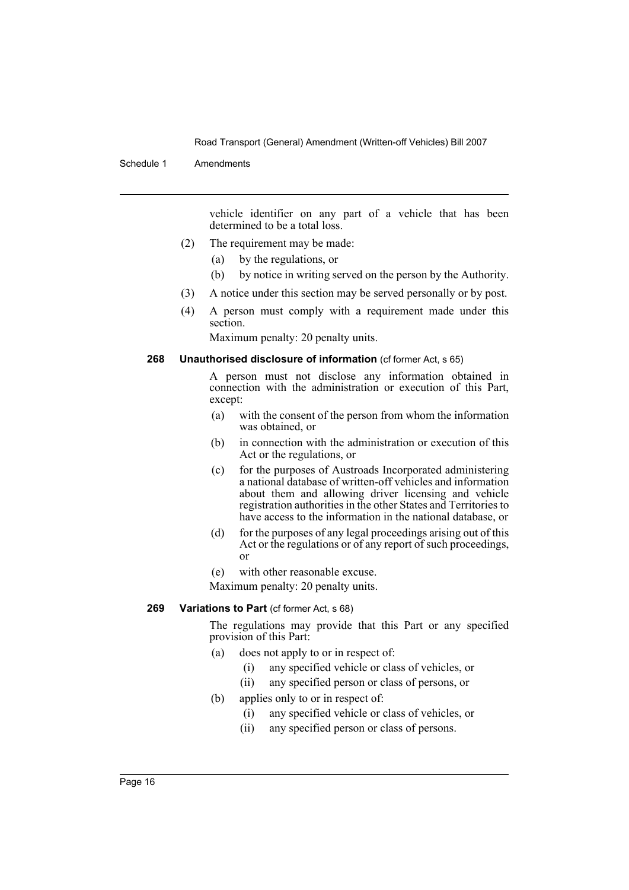vehicle identifier on any part of a vehicle that has been determined to be a total loss.

(2) The requirement may be made:

(a) by the regulations, or

(b) by notice in writing served on the person by the Authority.

(3) A notice under this section may be served personally or by post.

(4) A person must comply with a requirement made under this section.

Maximum penalty: 20 penalty units.

**268 Unauthorised disclosure of information** (cf former Act, s 65)

A person must not disclose any information obtained in connection with the administration or execution of this Part, except:

(a) with the consent of the person from whom the information was obtained, or

(b) in connection with the administration or execution of this Act or the regulations, or

(c) for the purposes of Austroads Incorporated administering a national database of written-off vehicles and information about them and allowing driver licensing and vehicle registration authorities in the other States and Territories to have access to the information in the national database, or

(d) for the purposes of any legal proceedings arising out of this Act or the regulations or of any report of such proceedings, or

(e) with other reasonable excuse.

Maximum penalty: 20 penalty units.

**269 Variations to Part** (cf former Act, s 68)

The regulations may provide that this Part or any specified provision of this Part:

(a) does not apply to or in respect of:

(i) any specified vehicle or class of vehicles, or

(ii) any specified person or class of persons, or

(b) applies only to or in respect of:

(i) any specified vehicle or class of vehicles, or

(ii) any specified person or class of persons.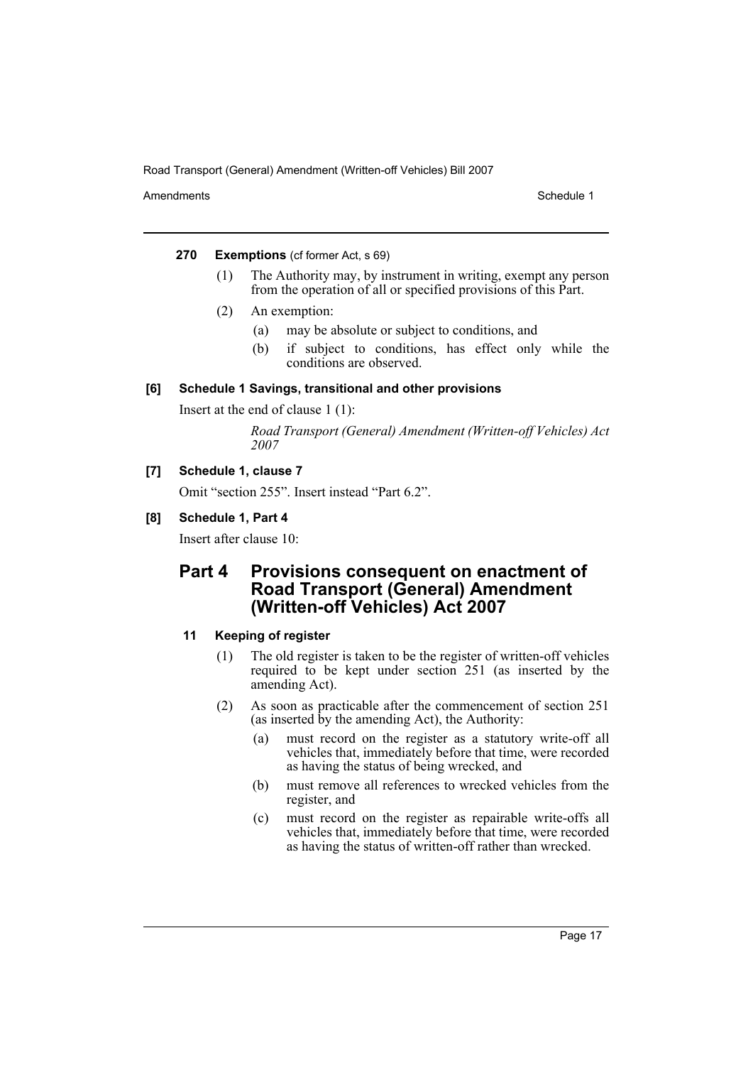#### 270 Exemptions (cf former Act, s 69)

(1) The Authority may, by instrument in writing, exempt any person from the operation of all or specified provisions of this Part.

(2) An exemption:

(a) may be absolute or subject to conditions, and

(b) if subject to conditions, has effect only while the conditions are observed.

#### [6] Schedule 1 Savings, transitional and other provisions

Insert at the end of clause 1 (1):

*Road Transport (General) Amendment (Written-off Vehicles) Act 2007*

#### [7] Schedule 1, clause 7

Omit "section 255". Insert instead "Part 6.2".

#### [8] Schedule 1, Part 4

Insert after clause 10:

## Part 4 Provisions consequent on enactment of Road Transport (General) Amendment (Written-off Vehicles) Act 2007

#### 11 Keeping of register

(1) The old register is taken to be the register of written-off vehicles required to be kept under section 251 (as inserted by the amending Act).

(2) As soon as practicable after the commencement of section 251 (as inserted by the amending Act), the Authority:

(a) must record on the register as a statutory write-off all vehicles that, immediately before that time, were recorded as having the status of being wrecked, and

(b) must remove all references to wrecked vehicles from the register, and

(c) must record on the register as repairable write-offs all vehicles that, immediately before that time, were recorded as having the status of written-off rather than wrecked.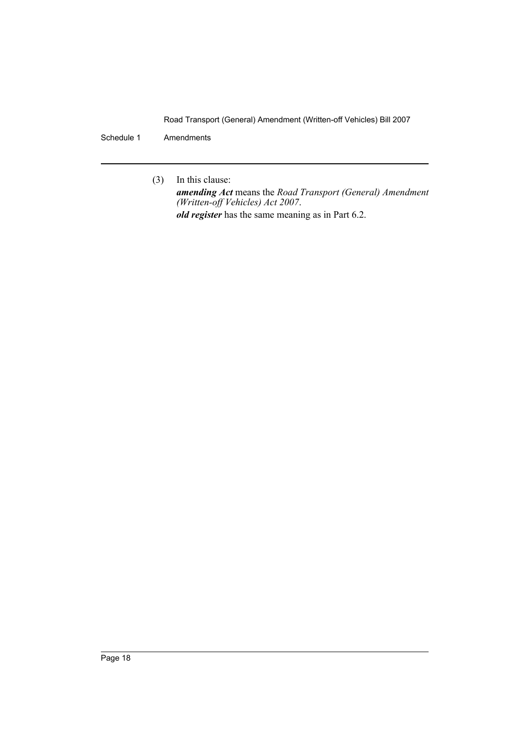(3) In this clause:

***amending Act*** means the *Road Transport (General) Amendment (Written-off Vehicles) Act 2007*.

***old register*** has the same meaning as in Part 6.2.